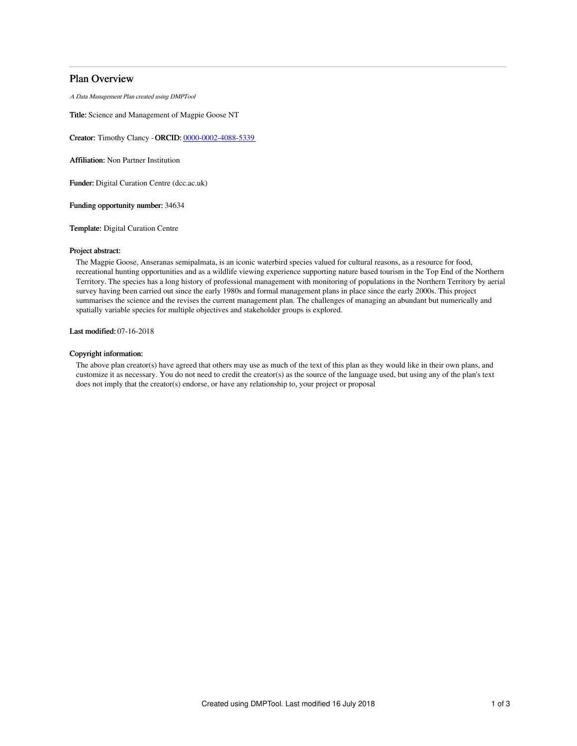# Plan Overview

*A Data Management Plan created using DMPTool*

**Title:** Science and Management of Magpie Goose NT

**Creator:** Timothy Clancy - **ORCID:** 0000-0002-4088-5339

**Affiliation:** Non Partner Institution

**Funder:** Digital Curation Centre (dcc.ac.uk)

**Funding opportunity number:** 34634

**Template:** Digital Curation Centre

**Project abstract:**

The Magpie Goose, Anseranas semipalmata, is an iconic waterbird species valued for cultural reasons, as a resource for food, recreational hunting opportunities and as a wildlife viewing experience supporting nature based tourism in the Top End of the Northern Territory. The species has a long history of professional management with monitoring of populations in the Northern Territory by aerial survey having been carried out since the early 1980s and formal management plans in place since the early 2000s. This project summarises the science and the revises the current management plan. The challenges of managing an abundant but numerically and spatially variable species for multiple objectives and stakeholder groups is explored.

**Last modified:** 07-16-2018

**Copyright information:**

The above plan creator(s) have agreed that others may use as much of the text of this plan as they would like in their own plans, and customize it as necessary. You do not need to credit the creator(s) as the source of the language used, but using any of the plan's text does not imply that the creator(s) endorse, or have any relationship to, your project or proposal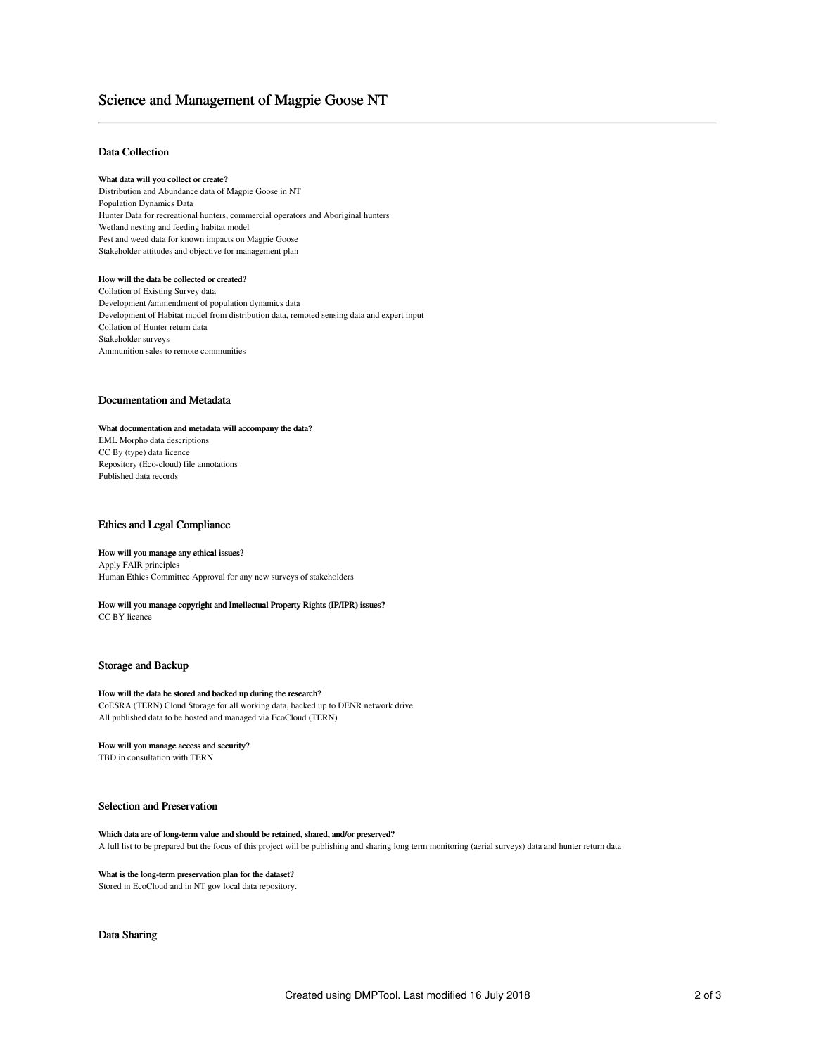# Science and Management of Magpie Goose NT

## Data Collection

**What data will you collect or create?**

Distribution and Abundance data of Magpie Goose in NT
Population Dynamics Data
Hunter Data for recreational hunters, commercial operators and Aboriginal hunters
Wetland nesting and feeding habitat model
Pest and weed data for known impacts on Magpie Goose
Stakeholder attitudes and objective for management plan

**How will the data be collected or created?**

Collation of Existing Survey data
Development /ammendment of population dynamics data
Development of Habitat model from distribution data, remoted sensing data and expert input
Collation of Hunter return data
Stakeholder surveys
Ammunition sales to remote communities

## Documentation and Metadata

**What documentation and metadata will accompany the data?**

EML Morpho data descriptions
CC By (type) data licence
Repository (Eco-cloud) file annotations
Published data records

## Ethics and Legal Compliance

**How will you manage any ethical issues?**

Apply FAIR principles
Human Ethics Committee Approval for any new surveys of stakeholders

**How will you manage copyright and Intellectual Property Rights (IP/IPR) issues?**

CC BY licence

## Storage and Backup

**How will the data be stored and backed up during the research?**

CoESRA (TERN) Cloud Storage for all working data, backed up to DENR network drive.
All published data to be hosted and managed via EcoCloud (TERN)

**How will you manage access and security?**

TBD in consultation with TERN

## Selection and Preservation

**Which data are of long-term value and should be retained, shared, and/or preserved?**

A full list to be prepared but the focus of this project will be publishing and sharing long term monitoring (aerial surveys) data and hunter return data

**What is the long-term preservation plan for the dataset?**

Stored in EcoCloud and in NT gov local data repository.

## Data Sharing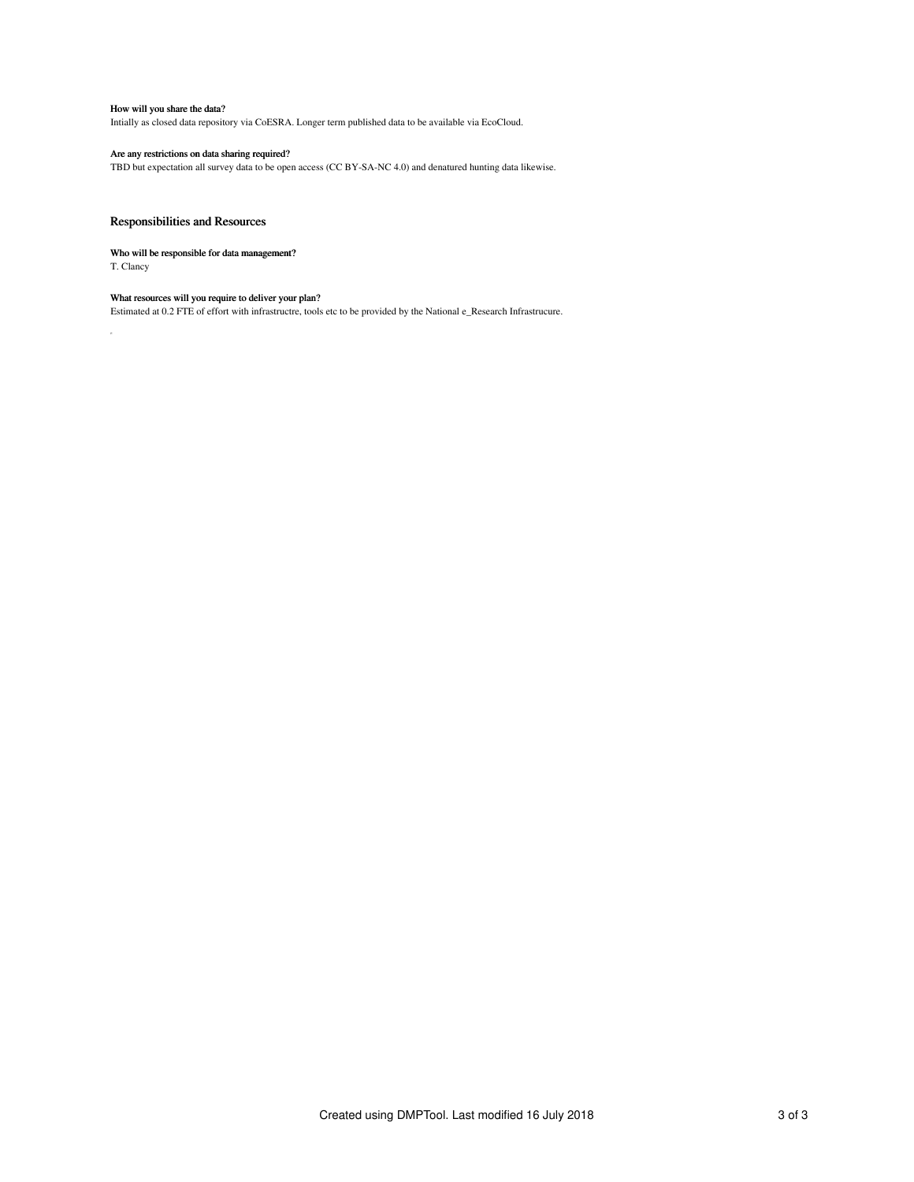**How will you share the data?**

Intially as closed data repository via CoESRA. Longer term published data to be available via EcoCloud.

**Are any restrictions on data sharing required?**

TBD but expectation all survey data to be open access (CC BY-SA-NC 4.0) and denatured hunting data likewise.

## Responsibilities and Resources

**Who will be responsible for data management?**

T. Clancy

**What resources will you require to deliver your plan?**

Estimated at 0.2 FTE of effort with infrastructre, tools etc to be provided by the National e_Research Infrastrucure.